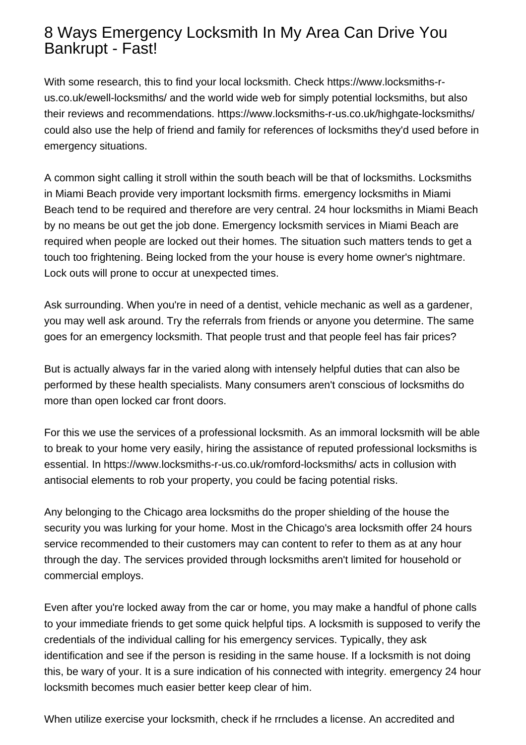# 8 Ways Emergency Locksmith In My Area Can Drive You Bankrupt - Fast!

With some research, this to find your local locksmith. Check https://www.locksmiths-r-us.co.uk/ewell-locksmiths/ and the world wide web for simply potential locksmiths, but also their reviews and recommendations. https://www.locksmiths-r-us.co.uk/highgate-locksmiths/ could also use the help of friend and family for references of locksmiths they'd used before in emergency situations.

A common sight calling it stroll within the south beach will be that of locksmiths. Locksmiths in Miami Beach provide very important locksmith firms. emergency locksmiths in Miami Beach tend to be required and therefore are very central. 24 hour locksmiths in Miami Beach by no means be out get the job done. Emergency locksmith services in Miami Beach are required when people are locked out their homes. The situation such matters tends to get a touch too frightening. Being locked from the your house is every home owner's nightmare. Lock outs will prone to occur at unexpected times.

Ask surrounding. When you're in need of a dentist, vehicle mechanic as well as a gardener, you may well ask around. Try the referrals from friends or anyone you determine. The same goes for an emergency locksmith. That people trust and that people feel has fair prices?

But is actually always far in the varied along with intensely helpful duties that can also be performed by these health specialists. Many consumers aren't conscious of locksmiths do more than open locked car front doors.

For this we use the services of a professional locksmith. As an immoral locksmith will be able to break to your home very easily, hiring the assistance of reputed professional locksmiths is essential. In https://www.locksmiths-r-us.co.uk/romford-locksmiths/ acts in collusion with antisocial elements to rob your property, you could be facing potential risks.

Any belonging to the Chicago area locksmiths do the proper shielding of the house the security you was lurking for your home. Most in the Chicago's area locksmith offer 24 hours service recommended to their customers may can content to refer to them as at any hour through the day. The services provided through locksmiths aren't limited for household or commercial employs.

Even after you're locked away from the car or home, you may make a handful of phone calls to your immediate friends to get some quick helpful tips. A locksmith is supposed to verify the credentials of the individual calling for his emergency services. Typically, they ask identification and see if the person is residing in the same house. If a locksmith is not doing this, be wary of your. It is a sure indication of his connected with integrity. emergency 24 hour locksmith becomes much easier better keep clear of him.

When utilize exercise your locksmith, check if he rrncludes a license. An accredited and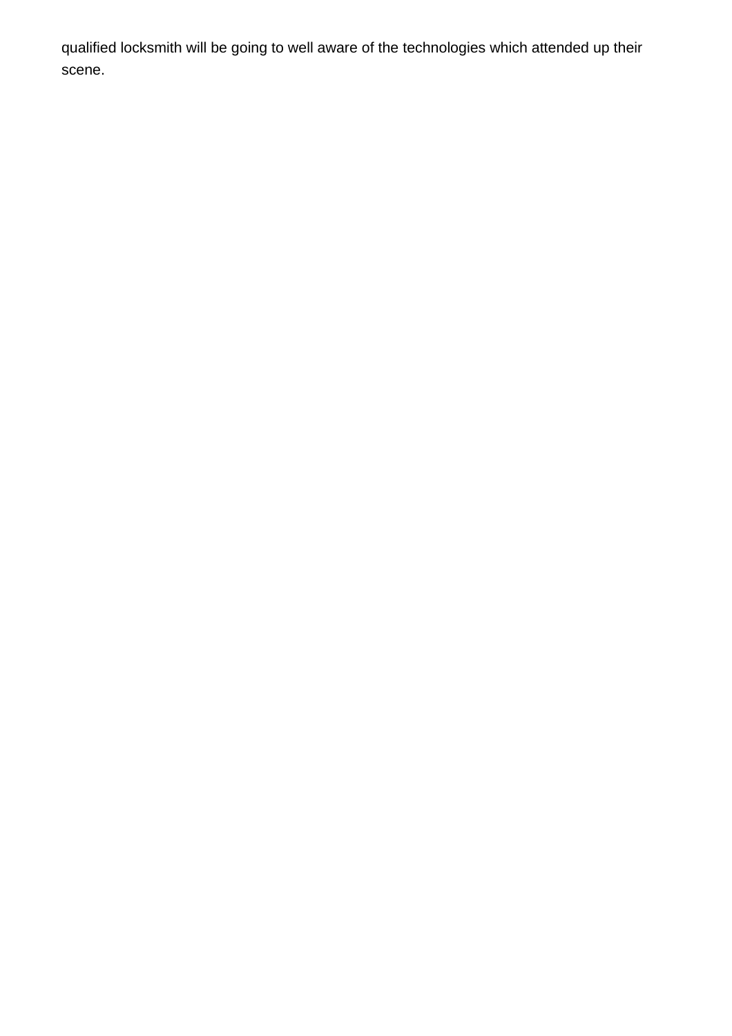qualified locksmith will be going to well aware of the technologies which attended up their scene.